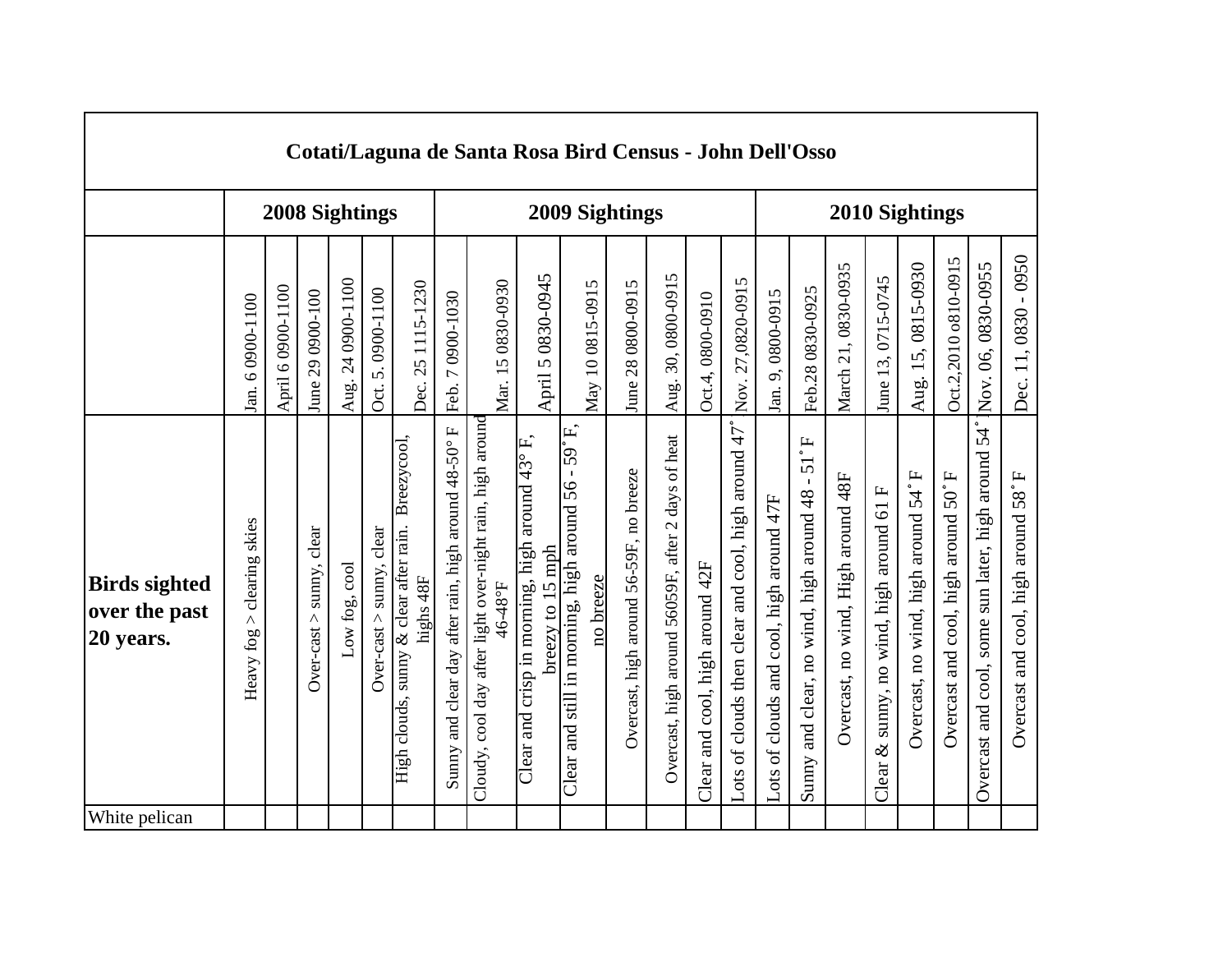| Cotati/Laguna de Santa Rosa Bird Census - John Dell'Osso | | | | | | | | | | | | | | | | | | | | | | | |
|---|---|---|---|---|---|---|---|---|---|---|---|---|---|---|---|---|---|---|---|---|---|---|---|
| | 2008 Sightings | | | | | | 2009 Sightings | | | | | | | | | 2010 Sightings | | | | | | | |
| | Jan. 6 0900-1100 | April 6 0900-1100 | June 29 0900-100 | Aug. 24 0900-1100 | Oct. 5. 0900-1100 | Dec. 25 1115-1230 | Feb. 7 0900-1030 | Mar. 15 0830-0930 | April 5 0830-0945 | May 10 0815-0915 | June 28 0800-0915 | Aug. 30, 0800-0915 | Oct.4, 0800-0910 | Nov. 27,0820-0915 | Jan. 9, 0800-0915 | Feb.28 0830-0925 | March 21, 0830-0935 | June 13, 0715-0745 | Aug. 15, 0815-0930 | Oct.2,2010 o810-0915 | Nov. 06, 0830-0955 | Dec. 11, 0830 - 0950 |
| **Birds sighted over the past 20 years.** | Heavy fog > clearing skies | | Over-cast > sunny, clear | Low fog, cool | Over-cast > sunny, clear | High clouds, sunny & clear after rain. Breezycool, highs 48F | Sunny and clear day after rain, high around 48-50° F | Cloudy, cool day after light over-night rain, high around 46-48°F | Clear and crisp in morning, high around 43° F, breezy to 15 mph | Clear and still in morning, high around 56 - 59˚F, no breeze | Overcast, high around 56-59F, no breeze | Overcast, high around 56059F, after 2 days of heat | Clear and cool, high around 42F | Lots of clouds then clear and cool, high around 47˚ | Lots of clouds and cool, high around 47F | Sunny and clear, no wind, high around 48 - 51˚F | Overcast, no wind, High around 48F | Clear & sunny, no wind, high around 61 F | Overcast, no wind, high around 54˚F | Overcast and cool, high around 50˚F | Overcast and cool, some sun later, high around 54˚ | Overcast and cool, high around 58˚F |
| White pelican | | | | | | | | | | | | | | | | | | | | | | |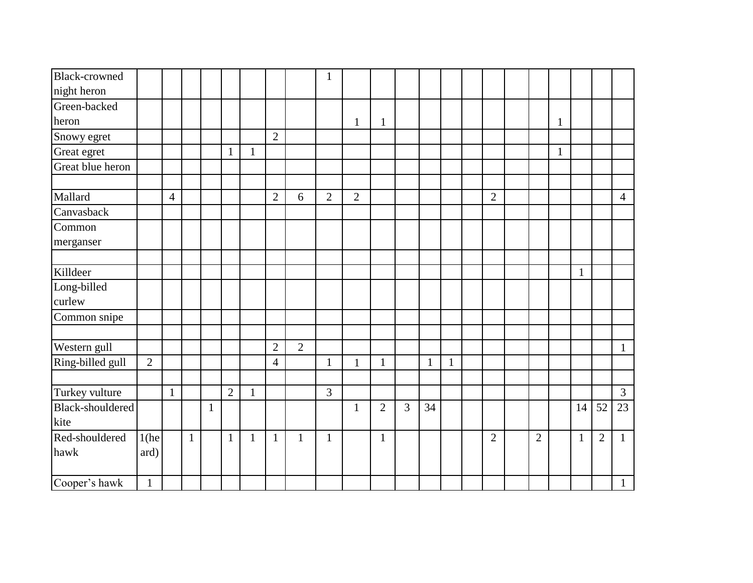| | | | | | | | | | | | | | | | | | | | | | | |
|---|---|---|---|---|---|---|---|---|---|---|---|---|---|---|---|---|---|---|---|---|---|---|
| Black-crowned night heron | | | | | | | | | 1 | | | | | | | | | | | | | |
| Green-backed heron | | | | | | | | | | 1 | 1 | | | | | | | | 1 | | | |
| Snowy egret | | | | | | | 2 | | | | | | | | | | | | | | | |
| Great egret | | | | | 1 | 1 | | | | | | | | | | | | | 1 | | | |
| Great blue heron | | | | | | | | | | | | | | | | | | | | | | |
| | | | | | | | | | | | | | | | | | | | | | | |
| Mallard | | 4 | | | | | 2 | 6 | 2 | 2 | | | | | | 2 | | | | | | 4 |
| Canvasback | | | | | | | | | | | | | | | | | | | | | | |
| Common merganser | | | | | | | | | | | | | | | | | | | | | | |
| | | | | | | | | | | | | | | | | | | | | | | |
| Killdeer | | | | | | | | | | | | | | | | | | | | 1 | | |
| Long-billed curlew | | | | | | | | | | | | | | | | | | | | | | |
| Common snipe | | | | | | | | | | | | | | | | | | | | | | |
| | | | | | | | | | | | | | | | | | | | | | | |
| Western gull | | | | | | | 2 | 2 | | | | | | | | | | | | | | 1 |
| Ring-billed gull | 2 | | | | | | 4 | | 1 | 1 | 1 | | 1 | 1 | | | | | | | | |
| | | | | | | | | | | | | | | | | | | | | | | |
| Turkey vulture | | 1 | | | 2 | 1 | | | 3 | | | | | | | | | | | | | 3 |
| Black-shouldered kite | | | | 1 | | | | | | 1 | 2 | 3 | 34 | | | | | | | 14 | 52 | 23 |
| Red-shouldered hawk | 1(heard) | | 1 | | 1 | 1 | 1 | 1 | 1 | | 1 | | | | | 2 | | 2 | | 1 | 2 | 1 |
| Cooper's hawk | 1 | | | | | | | | | | | | | | | | | | | | | 1 |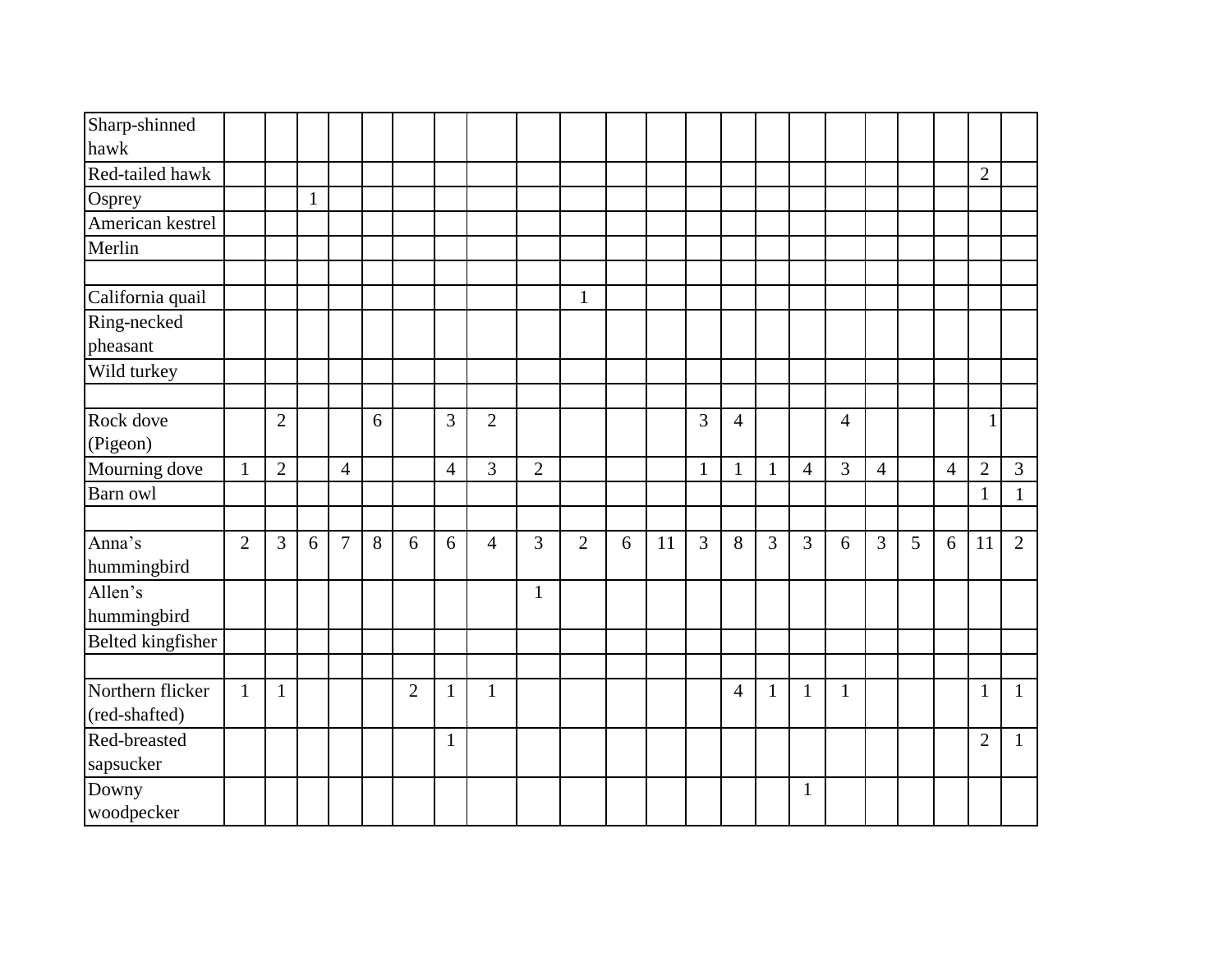| | | | | | | | | | | | | | | | | | | | | | | |
|---|---|---|---|---|---|---|---|---|---|---|---|---|---|---|---|---|---|---|---|---|---|---|
| Sharp-shinned hawk | | | | | | | | | | | | | | | | | | | | | | |
| Red-tailed hawk | | | | | | | | | | | | | | | | | | | | | 2 | |
| Osprey | | | 1 | | | | | | | | | | | | | | | | | | | |
| American kestrel | | | | | | | | | | | | | | | | | | | | | | |
| Merlin | | | | | | | | | | | | | | | | | | | | | | |
| | | | | | | | | | | | | | | | | | | | | | | |
| California quail | | | | | | | | | | 1 | | | | | | | | | | | | |
| Ring-necked pheasant | | | | | | | | | | | | | | | | | | | | | | |
| Wild turkey | | | | | | | | | | | | | | | | | | | | | | |
| | | | | | | | | | | | | | | | | | | | | | | |
| Rock dove (Pigeon) | | 2 | | | 6 | | 3 | 2 | | | | | 3 | 4 | | | 4 | | | | 1 | |
| Mourning dove | 1 | 2 | | 4 | | | 4 | 3 | 2 | | | | 1 | 1 | 1 | 4 | 3 | 4 | | 4 | 2 | 3 |
| Barn owl | | | | | | | | | | | | | | | | | | | | | 1 | 1 |
| | | | | | | | | | | | | | | | | | | | | | | |
| Anna's hummingbird | 2 | 3 | 6 | 7 | 8 | 6 | 6 | 4 | 3 | 2 | 6 | 11 | 3 | 8 | 3 | 3 | 6 | 3 | 5 | 6 | 11 | 2 |
| Allen's hummingbird | | | | | | | | | 1 | | | | | | | | | | | | | |
| Belted kingfisher | | | | | | | | | | | | | | | | | | | | | | |
| | | | | | | | | | | | | | | | | | | | | | | |
| Northern flicker (red-shafted) | 1 | 1 | | | | 2 | 1 | 1 | | | | | | 4 | 1 | 1 | 1 | | | | 1 | 1 |
| Red-breasted sapsucker | | | | | | | 1 | | | | | | | | | | | | | | 2 | 1 |
| Downy woodpecker | | | | | | | | | | | | | | | | 1 | | | | | | |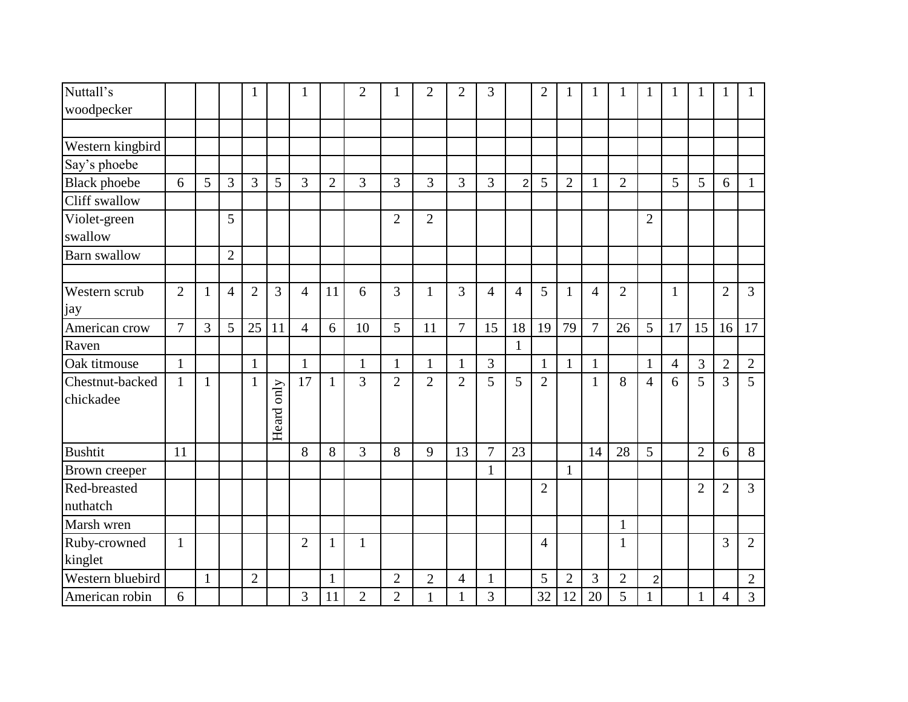| | | | | | | | | | | | | | | | | | | | | | | |
|---|---|---|---|---|---|---|---|---|---|---|---|---|---|---|---|---|---|---|---|---|---|---|
| Nuttall's woodpecker | | | | 1 | | 1 | | 2 | 1 | 2 | 2 | 3 | | 2 | 1 | 1 | 1 | 1 | 1 | 1 | 1 | 1 |
| | | | | | | | | | | | | | | | | | | | | | | |
| Western kingbird | | | | | | | | | | | | | | | | | | | | | | |
| Say's phoebe | | | | | | | | | | | | | | | | | | | | | | |
| Black phoebe | 6 | 5 | 3 | 3 | 5 | 3 | 2 | 3 | 3 | 3 | 3 | 3 | 2 | 5 | 2 | 1 | 2 | | 5 | 5 | 6 | 1 |
| Cliff swallow | | | | | | | | | | | | | | | | | | | | | | |
| Violet-green swallow | | | 5 | | | | | | 2 | 2 | | | | | | | | 2 | | | | |
| Barn swallow | | | 2 | | | | | | | | | | | | | | | | | | | |
| | | | | | | | | | | | | | | | | | | | | | | |
| Western scrub jay | 2 | 1 | 4 | 2 | 3 | 4 | 11 | 6 | 3 | 1 | 3 | 4 | 4 | 5 | 1 | 4 | 2 | | 1 | | 2 | 3 |
| American crow | 7 | 3 | 5 | 25 | 11 | 4 | 6 | 10 | 5 | 11 | 7 | 15 | 18 | 19 | 79 | 7 | 26 | 5 | 17 | 15 | 16 | 17 |
| Raven | | | | | | | | | | | | | 1 | | | | | | | | | |
| Oak titmouse | 1 | | | 1 | | 1 | | 1 | 1 | 1 | 1 | 3 | | 1 | 1 | 1 | | 1 | 4 | 3 | 2 | 2 |
| Chestnut-backed chickadee | 1 | 1 | | 1 | Heard only | 17 | 1 | 3 | 2 | 2 | 2 | 5 | 5 | 2 | | 1 | 8 | 4 | 6 | 5 | 3 | 5 |
| Bushtit | 11 | | | | | 8 | 8 | 3 | 8 | 9 | 13 | 7 | 23 | | | 14 | 28 | 5 | | 2 | 6 | 8 |
| Brown creeper | | | | | | | | | | | | 1 | | | 1 | | | | | | | |
| Red-breasted nuthatch | | | | | | | | | | | | | | 2 | | | | | | 2 | 2 | 3 |
| Marsh wren | | | | | | | | | | | | | | | | | 1 | | | | | |
| Ruby-crowned kinglet | 1 | | | | | 2 | 1 | 1 | | | | | | 4 | | | 1 | | | | 3 | 2 |
| Western bluebird | | 1 | | 2 | | | 1 | | 2 | 2 | 4 | 1 | | 5 | 2 | 3 | 2 | 2 | | | | 2 |
| American robin | 6 | | | | | 3 | 11 | 2 | 2 | 1 | 1 | 3 | | 32 | 12 | 20 | 5 | 1 | | 1 | 4 | 3 |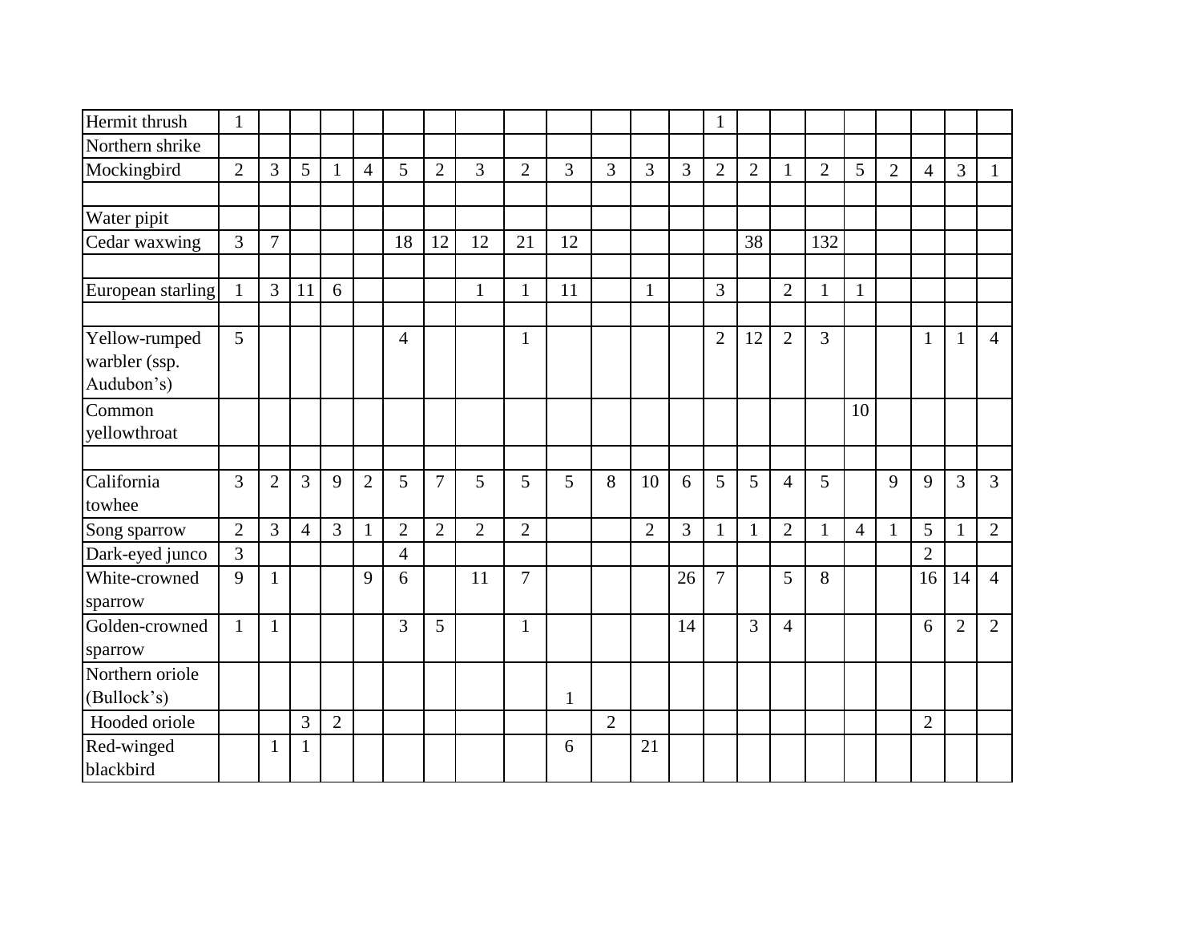| | | | | | | | | | | | | | | | | | | | | | | |
|---|---|---|---|---|---|---|---|---|---|---|---|---|---|---|---|---|---|---|---|---|---|---|
| Hermit thrush | 1 | | | | | | | | | | | | | 1 | | | | | | | | |
| Northern shrike | | | | | | | | | | | | | | | | | | | | | | |
| Mockingbird | 2 | 3 | 5 | 1 | 4 | 5 | 2 | 3 | 2 | 3 | 3 | 3 | 3 | 2 | 2 | 1 | 2 | 5 | 2 | 4 | 3 | 1 |
| | | | | | | | | | | | | | | | | | | | | | | |
| Water pipit | | | | | | | | | | | | | | | | | | | | | | |
| Cedar waxwing | 3 | 7 | | | | 18 | 12 | 12 | 21 | 12 | | | | | 38 | | 132 | | | | | |
| | | | | | | | | | | | | | | | | | | | | | | |
| European starling | 1 | 3 | 11 | 6 | | | | 1 | 1 | 11 | | 1 | | 3 | | 2 | 1 | 1 | | | | |
| | | | | | | | | | | | | | | | | | | | | | | |
| Yellow-rumped warbler (ssp. Audubon's) | 5 | | | | | 4 | | | 1 | | | | | 2 | 12 | 2 | 3 | | | 1 | 1 | 4 |
| Common yellowthroat | | | | | | | | | | | | | | | | | | 10 | | | | |
| | | | | | | | | | | | | | | | | | | | | | | |
| California towhee | 3 | 2 | 3 | 9 | 2 | 5 | 7 | 5 | 5 | 5 | 8 | 10 | 6 | 5 | 5 | 4 | 5 | | 9 | 9 | 3 | 3 |
| Song sparrow | 2 | 3 | 4 | 3 | 1 | 2 | 2 | 2 | 2 | | | 2 | 3 | 1 | 1 | 2 | 1 | 4 | 1 | 5 | 1 | 2 |
| Dark-eyed junco | 3 | | | | | 4 | | | | | | | | | | | | | | 2 | | |
| White-crowned sparrow | 9 | 1 | | | 9 | 6 | | 11 | 7 | | | | 26 | 7 | | 5 | 8 | | | 16 | 14 | 4 |
| Golden-crowned sparrow | 1 | 1 | | | | 3 | 5 | | 1 | | | | 14 | | 3 | 4 | | | | 6 | 2 | 2 |
| Northern oriole (Bullock's) | | | | | | | | | | 1 | | | | | | | | | | | | |
| Hooded oriole | | | 3 | 2 | | | | | | | 2 | | | | | | | | | 2 | | |
| Red-winged blackbird | | 1 | 1 | | | | | | | 6 | | 21 | | | | | | | | | | |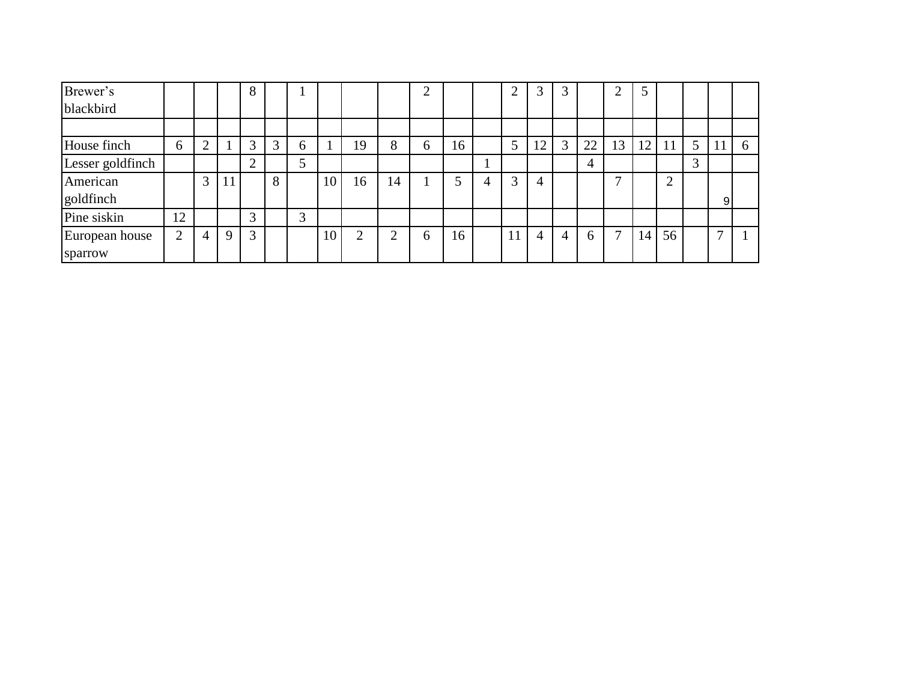| | | | | | | | | | | | | | | | | | | | | | | |
|---|---|---|---|---|---|---|---|---|---|---|---|---|---|---|---|---|---|---|---|---|---|---|
| Brewer's blackbird | | | | 8 | | 1 | | | | 2 | | | 2 | 3 | 3 | | 2 | 5 | | | | |
| | | | | | | | | | | | | | | | | | | | | | | |
| House finch | 6 | 2 | 1 | 3 | 3 | 6 | 1 | 19 | 8 | 6 | 16 | | 5 | 12 | 3 | 22 | 13 | 12 | 11 | 5 | 11 | 6 |
| Lesser goldfinch | | | | 2 | | 5 | | | | | | 1 | | | | 4 | | | | 3 | | |
| American goldfinch | | 3 | 11 | | 8 | | 10 | 16 | 14 | 1 | 5 | 4 | 3 | 4 | | | 7 | | 2 | | 9 | |
| Pine siskin | 12 | | | 3 | | 3 | | | | | | | | | | | | | | | | |
| European house sparrow | 2 | 4 | 9 | 3 | | | 10 | 2 | 2 | 6 | 16 | | 11 | 4 | 4 | 6 | 7 | 14 | 56 | | 7 | 1 |